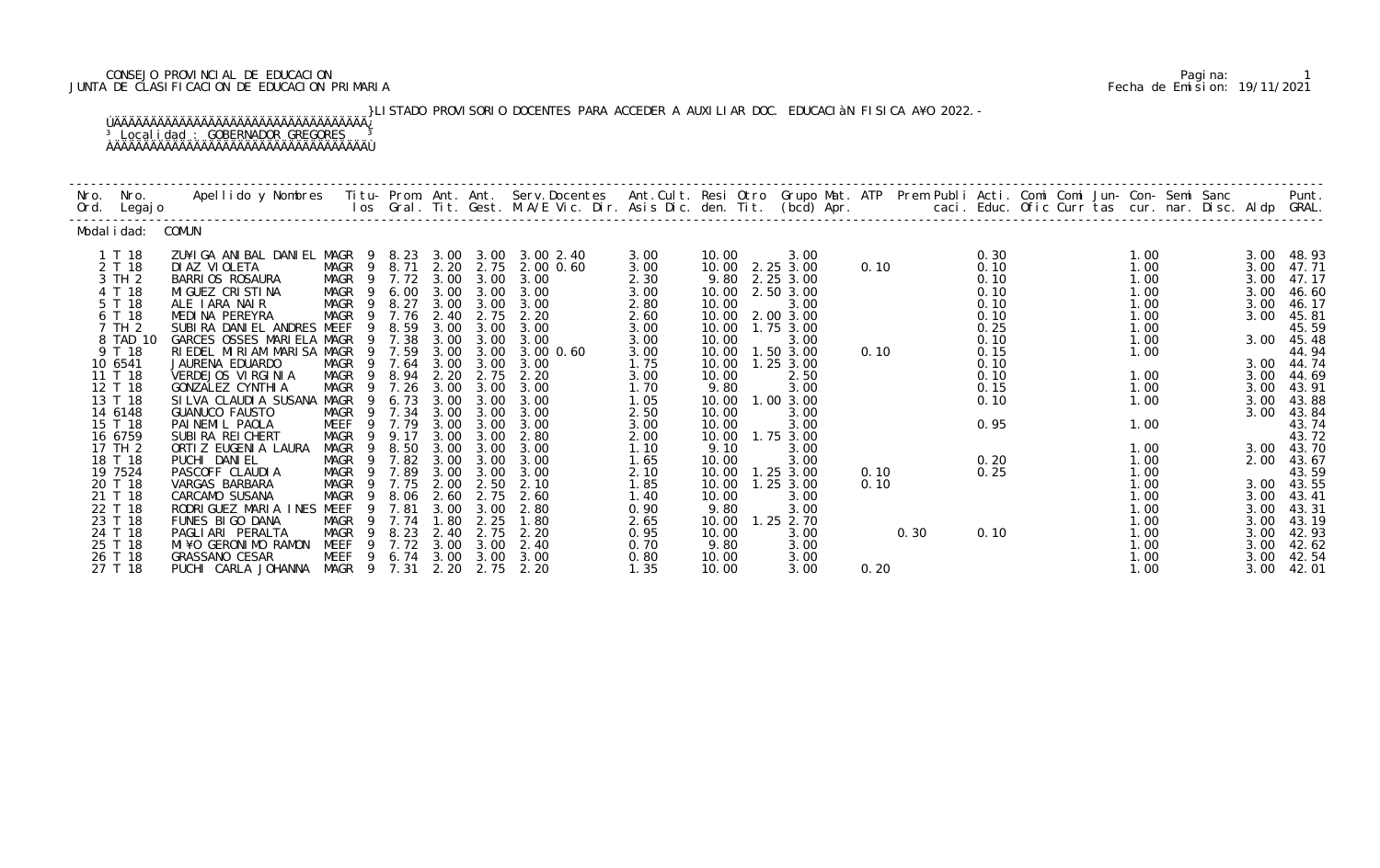CONSEJO PROVINCIAL DE EDUCACION
JUNTA DE CLASIFICACION DE EDUCACION PRIMARIA

Pagina: 1
Fecha de Emision: 19/11/2021

LISTADO PROVISORIO DOCENTES PARA ACCEDER A AUXILIAR DOC. EDUCACIÀN FISICA A¥O 2022.-

Localidad : GOBERNADOR GREGORES

Modalidad: COMUN

| Nro. Ord. | Nro. Legajo | Apellido y Nombres | Titu-los | Prom. Gral. | Ant. Tit. | Ant. Gest. | Serv. Docentes M.A/E Vic. Dir. | Ant. Cult. Asis Dic. | Resi den. | Otro Tit. | Grupo Mat. (bcd) | ATP Apr. | Prem | Publi caci. | Acti. Educ. | Comi Ofic | Comi Curr | Jun- tas | Con- cur. | Semi nar. | Sanc Disc. | Aldp | Punt. GRAL. |
|---|---|---|---|---|---|---|---|---|---|---|---|---|---|---|---|---|---|---|---|---|---|---|---|
| 1 | T 18 | ZU¥IGA ANIBAL DANIEL | MAGR 9 | 8.23 | 3.00 | 3.00 | 3.00 2.40 | 3.00 | 10.00 | | 3.00 | | | | 0.30 | | | | 1.00 | | | 3.00 | 48.93 |
| 2 | T 18 | DIAZ VIOLETA | MAGR 9 | 8.71 | 2.20 | 2.75 | 2.00 0.60 | 3.00 | 10.00 | 2.25 | 3.00 | 0.10 | | | 0.10 | | | | 1.00 | | | 3.00 | 47.71 |
| 3 | TH 2 | BARRIOS ROSAURA | MAGR 9 | 7.72 | 3.00 | 3.00 | 3.00 | 2.30 | 9.80 | 2.25 | 3.00 | | | | 0.10 | | | | 1.00 | | | 3.00 | 47.17 |
| 4 | T 18 | MIGUEZ CRISTINA | MAGR 9 | 6.00 | 3.00 | 3.00 | 3.00 | 3.00 | 10.00 | 2.50 | 3.00 | | | | 0.10 | | | | 1.00 | | | 3.00 | 46.60 |
| 5 | T 18 | ALE IARA NAIR | MAGR 9 | 8.27 | 3.00 | 3.00 | 3.00 | 2.80 | 10.00 | | 3.00 | | | | 0.10 | | | | 1.00 | | | 3.00 | 46.17 |
| 6 | T 18 | MEDINA PEREYRA | MAGR 9 | 7.76 | 2.40 | 2.75 | 2.20 | 2.60 | 10.00 | 2.00 | 3.00 | | | | 0.10 | | | | 1.00 | | | 3.00 | 45.81 |
| 7 | TH 2 | SUBIRA DANIEL ANDRES | MEEF 9 | 8.59 | 3.00 | 3.00 | 3.00 | 3.00 | 10.00 | 1.75 | 3.00 | | | | 0.25 | | | | 1.00 | | | | 45.59 |
| 8 | TAD 10 | GARCES OSSES MARIELA | MAGR 9 | 7.38 | 3.00 | 3.00 | 3.00 | 3.00 | 10.00 | | 3.00 | | | | 0.10 | | | | 1.00 | | | 3.00 | 45.48 |
| 9 | T 18 | RIEDEL MIRIAM MARISA | MAGR 9 | 7.59 | 3.00 | 3.00 | 3.00 0.60 | 3.00 | 10.00 | 1.50 | 3.00 | 0.10 | | | 0.15 | | | | 1.00 | | | | 44.94 |
| 10 | 6541 | JAURENA EDUARDO | MAGR 9 | 7.64 | 3.00 | 3.00 | 3.00 | 1.75 | 10.00 | 1.25 | 3.00 | | | | 0.10 | | | | | | | 3.00 | 44.74 |
| 11 | T 18 | VERDEJOS VIRGINIA | MAGR 9 | 8.94 | 2.20 | 2.75 | 2.20 | 3.00 | 10.00 | | 2.50 | | | | 0.10 | | | | 1.00 | | | 3.00 | 44.69 |
| 12 | T 18 | GONZALEZ CYNTHIA | MAGR 9 | 7.26 | 3.00 | 3.00 | 3.00 | 1.70 | 9.80 | | 3.00 | | | | 0.15 | | | | 1.00 | | | 3.00 | 43.91 |
| 13 | T 18 | SILVA CLAUDIA SUSANA | MAGR 9 | 6.73 | 3.00 | 3.00 | 3.00 | 1.05 | 10.00 | 1.00 | 3.00 | | | | 0.10 | | | | 1.00 | | | 3.00 | 43.88 |
| 14 | 6148 | GUANUCO FAUSTO | MAGR 9 | 7.34 | 3.00 | 3.00 | 3.00 | 2.50 | 10.00 | | 3.00 | | | | | | | | | | | 3.00 | 43.84 |
| 15 | T 18 | PAINEMIL PAOLA | MEEF 9 | 7.79 | 3.00 | 3.00 | 3.00 | 3.00 | 10.00 | | 3.00 | | | | 0.95 | | | | 1.00 | | | | 43.74 |
| 16 | 6759 | SUBIRA REICHERT | MAGR 9 | 9.17 | 3.00 | 3.00 | 2.80 | 2.00 | 10.00 | 1.75 | 3.00 | | | | | | | | | | | | 43.72 |
| 17 | TH 2 | ORTIZ EUGENIA LAURA | MAGR 9 | 8.50 | 3.00 | 3.00 | 3.00 | 1.10 | 9.10 | | 3.00 | | | | | | | | 1.00 | | | 3.00 | 43.70 |
| 18 | T 18 | PUCHI DANIEL | MAGR 9 | 7.82 | 3.00 | 3.00 | 3.00 | 1.65 | 10.00 | | 3.00 | | | | 0.20 | | | | 1.00 | | | 2.00 | 43.67 |
| 19 | 7524 | PASCOFF CLAUDIA | MAGR 9 | 7.89 | 3.00 | 3.00 | 3.00 | 2.10 | 10.00 | 1.25 | 3.00 | 0.10 | | | 0.25 | | | | 1.00 | | | | 43.59 |
| 20 | T 18 | VARGAS BARBARA | MAGR 9 | 7.75 | 2.00 | 2.50 | 2.10 | 1.85 | 10.00 | 1.25 | 3.00 | 0.10 | | | | | | | 1.00 | | | 3.00 | 43.55 |
| 21 | T 18 | CARCAMO SUSANA | MAGR 9 | 8.06 | 2.60 | 2.75 | 2.60 | 1.40 | 10.00 | | 3.00 | | | | | | | | 1.00 | | | 3.00 | 43.41 |
| 22 | T 18 | RODRIGUEZ MARIA INES | MEEF 9 | 7.81 | 3.00 | 3.00 | 2.80 | 0.90 | 9.80 | | 3.00 | | | | | | | | 1.00 | | | 3.00 | 43.31 |
| 23 | T 18 | FUNES BIGO DANA | MAGR 9 | 7.74 | 1.80 | 2.25 | 1.80 | 2.65 | 10.00 | 1.25 | 2.70 | | | | | | | | 1.00 | | | 3.00 | 43.19 |
| 24 | T 18 | PAGLIARI PERALTA | MAGR 9 | 8.23 | 2.40 | 2.75 | 2.20 | 0.95 | 10.00 | | 3.00 | | 0.30 | | 0.10 | | | | 1.00 | | | 3.00 | 42.93 |
| 25 | T 18 | MI¥O GERONIMO RAMON | MEEF 9 | 7.72 | 3.00 | 3.00 | 2.40 | 0.70 | 9.80 | | 3.00 | | | | | | | | 1.00 | | | 3.00 | 42.62 |
| 26 | T 18 | GRASSANO CESAR | MEEF 9 | 6.74 | 3.00 | 3.00 | 3.00 | 0.80 | 10.00 | | 3.00 | | | | | | | | 1.00 | | | 3.00 | 42.54 |
| 27 | T 18 | PUCHI CARLA JOHANNA | MAGR 9 | 7.31 | 2.20 | 2.75 | 2.20 | 1.35 | 10.00 | | 3.00 | 0.20 | | | | | | | 1.00 | | | 3.00 | 42.01 |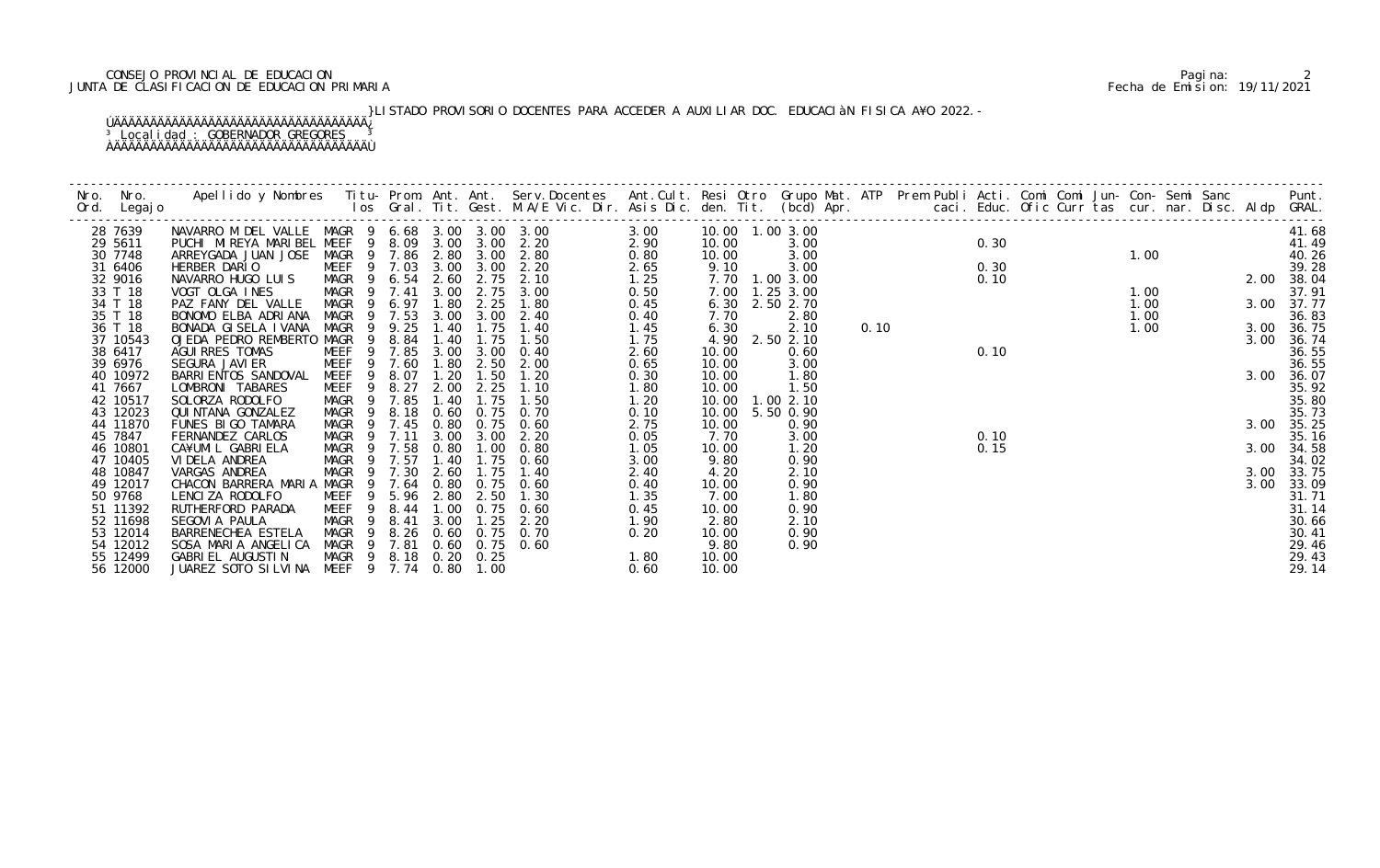CONSEJO PROVINCIAL DE EDUCACION
JUNTA DE CLASIFICACION DE EDUCACION PRIMARIA

LISTADO PROVISORIO DOCENTES PARA ACCEDER A AUXILIAR DOC. EDUCACIÓN FISICA AÑO 2022.-

Localidad : GOBERNADOR GREGORES

| Nro. Ord. | Nro. Legajo | Apellido y Nombres | Titu-los | Prom. Gral. | Ant. Tit. | Ant. Gest. | Serv.Docentes M.A/E Vic. Dir. | Ant.Cult. Asis Dic. | Resi den. | Otro Tit. | Grupo (bcd) | Mat. Apr. | ATP | Prem Publi caci. | Acti. Educ. | Comi Ofic | Comi Curr | Jun- tas | Con- cur. | Semi nar. | Sanc Disc. | Aldp | Punt. GRAL. |
|---|---|---|---|---|---|---|---|---|---|---|---|---|---|---|---|---|---|---|---|---|---|---|---|
| 28 | 7639 | NAVARRO M DEL VALLE | MAGR 9 | 6.68 | 3.00 | 3.00 | 3.00 | 3.00 | 10.00 | 1.00 | 3.00 | | | | | | | | | | | | 41.68 |
| 29 | 5611 | PUCHI MIREYA MARIBEL | MEEF 9 | 8.09 | 3.00 | 3.00 | 2.20 | 2.90 | 10.00 | | 3.00 | | | | 0.30 | | | | | | | | 41.49 |
| 30 | 7748 | ARREYGADA JUAN JOSE | MAGR 9 | 7.86 | 2.80 | 3.00 | 2.80 | 0.80 | 10.00 | | 3.00 | | | | | | | | 1.00 | | | | 40.26 |
| 31 | 6406 | HERBER DARIO | MEEF 9 | 7.03 | 3.00 | 3.00 | 2.20 | 2.65 | 9.10 | | 3.00 | | | | 0.30 | | | | | | | | 39.28 |
| 32 | 9016 | NAVARRO HUGO LUIS | MAGR 9 | 6.54 | 2.60 | 2.75 | 2.10 | 1.25 | 7.70 | 1.00 | 3.00 | | | | 0.10 | | | | | | | 2.00 | 38.04 |
| 33 | T 18 | VOGT OLGA INES | MAGR 9 | 7.41 | 3.00 | 2.75 | 3.00 | 0.50 | 7.00 | 1.25 | 3.00 | | | | | | | | 1.00 | | | | 37.91 |
| 34 | T 18 | PAZ FANY DEL VALLE | MAGR 9 | 6.97 | 1.80 | 2.25 | 1.80 | 0.45 | 6.30 | 2.50 | 2.70 | | | | | | | | 1.00 | | | 3.00 | 37.77 |
| 35 | T 18 | BONOMO ELBA ADRIANA | MAGR 9 | 7.53 | 3.00 | 3.00 | 2.40 | 0.40 | 7.70 | | 2.80 | | | | | | | | 1.00 | | | | 36.83 |
| 36 | T 18 | BONADA GISELA IVANA | MAGR 9 | 9.25 | 1.40 | 1.75 | 1.40 | 1.45 | 6.30 | | 2.10 | 0.10 | | | | | | | 1.00 | | | 3.00 | 36.75 |
| 37 | 10543 | OJEDA PEDRO REMBERTO | MAGR 9 | 8.84 | 1.40 | 1.75 | 1.50 | 1.75 | 4.90 | 2.50 | 2.10 | | | | | | | | | | | 3.00 | 36.74 |
| 38 | 6417 | AGUIRRES TOMAS | MEEF 9 | 7.85 | 3.00 | 3.00 | 0.40 | 2.60 | 10.00 | | 0.60 | | | | 0.10 | | | | | | | | 36.55 |
| 39 | 6976 | SEGURA JAVIER | MEEF 9 | 7.60 | 1.80 | 2.50 | 2.00 | 0.65 | 10.00 | | 3.00 | | | | | | | | | | | | 36.55 |
| 40 | 10972 | BARRIENTOS SANDOVAL | MEEF 9 | 8.07 | 1.20 | 1.50 | 1.20 | 0.30 | 10.00 | | 1.80 | | | | | | | | | | | 3.00 | 36.07 |
| 41 | 7667 | LOMBRONI TABARES | MEEF 9 | 8.27 | 2.00 | 2.25 | 1.10 | 1.80 | 10.00 | | 1.50 | | | | | | | | | | | | 35.92 |
| 42 | 10517 | SOLORZA RODOLFO | MAGR 9 | 7.85 | 1.40 | 1.75 | 1.50 | 1.20 | 10.00 | 1.00 | 2.10 | | | | | | | | | | | | 35.80 |
| 43 | 12023 | QUINTANA GONZALEZ | MAGR 9 | 8.18 | 0.60 | 0.75 | 0.70 | 0.10 | 10.00 | 5.50 | 0.90 | | | | | | | | | | | | 35.73 |
| 44 | 11870 | FUNES BIGO TAMARA | MAGR 9 | 7.45 | 0.80 | 0.75 | 0.60 | 2.75 | 10.00 | | 0.90 | | | | | | | | | | | 3.00 | 35.25 |
| 45 | 7847 | FERNANDEZ CARLOS | MAGR 9 | 7.11 | 3.00 | 3.00 | 2.20 | 0.05 | 7.70 | | 3.00 | | | | 0.10 | | | | | | | | 35.16 |
| 46 | 10801 | CAÑUMIL GABRIELA | MAGR 9 | 7.58 | 0.80 | 1.00 | 0.80 | 1.05 | 10.00 | | 1.20 | | | | 0.15 | | | | | | | 3.00 | 34.58 |
| 47 | 10405 | VIDELA ANDREA | MAGR 9 | 7.57 | 1.40 | 1.75 | 0.60 | 3.00 | 9.80 | | 0.90 | | | | | | | | | | | | 34.02 |
| 48 | 10847 | VARGAS ANDREA | MAGR 9 | 7.30 | 2.60 | 1.75 | 1.40 | 2.40 | 4.20 | | 2.10 | | | | | | | | | | | 3.00 | 33.75 |
| 49 | 12017 | CHACON BARRERA MARIA | MAGR 9 | 7.64 | 0.80 | 0.75 | 0.60 | 0.40 | 10.00 | | 0.90 | | | | | | | | | | | 3.00 | 33.09 |
| 50 | 9768 | LENCIZA RODOLFO | MEEF 9 | 5.96 | 2.80 | 2.50 | 1.30 | 1.35 | 7.00 | | 1.80 | | | | | | | | | | | | 31.71 |
| 51 | 11392 | RUTHERFORD PARADA | MEEF 9 | 8.44 | 1.00 | 0.75 | 0.60 | 0.45 | 10.00 | | 0.90 | | | | | | | | | | | | 31.14 |
| 52 | 11698 | SEGOVIA PAULA | MAGR 9 | 8.41 | 3.00 | 1.25 | 2.20 | 1.90 | 2.80 | | 2.10 | | | | | | | | | | | | 30.66 |
| 53 | 12014 | BARRENECHEA ESTELA | MAGR 9 | 8.26 | 0.60 | 0.75 | 0.70 | 0.20 | 10.00 | | 0.90 | | | | | | | | | | | | 30.41 |
| 54 | 12012 | SOSA MARIA ANGELICA | MAGR 9 | 7.81 | 0.60 | 0.75 | 0.60 | | 9.80 | | 0.90 | | | | | | | | | | | | 29.46 |
| 55 | 12499 | GABRIEL AUGUSTIN | MAGR 9 | 8.18 | 0.20 | 0.25 | | 1.80 | 10.00 | | | | | | | | | | | | | | 29.43 |
| 56 | 12000 | JUAREZ SOTO SILVINA | MEEF 9 | 7.74 | 0.80 | 1.00 | | 0.60 | 10.00 | | | | | | | | | | | | | | 29.14 |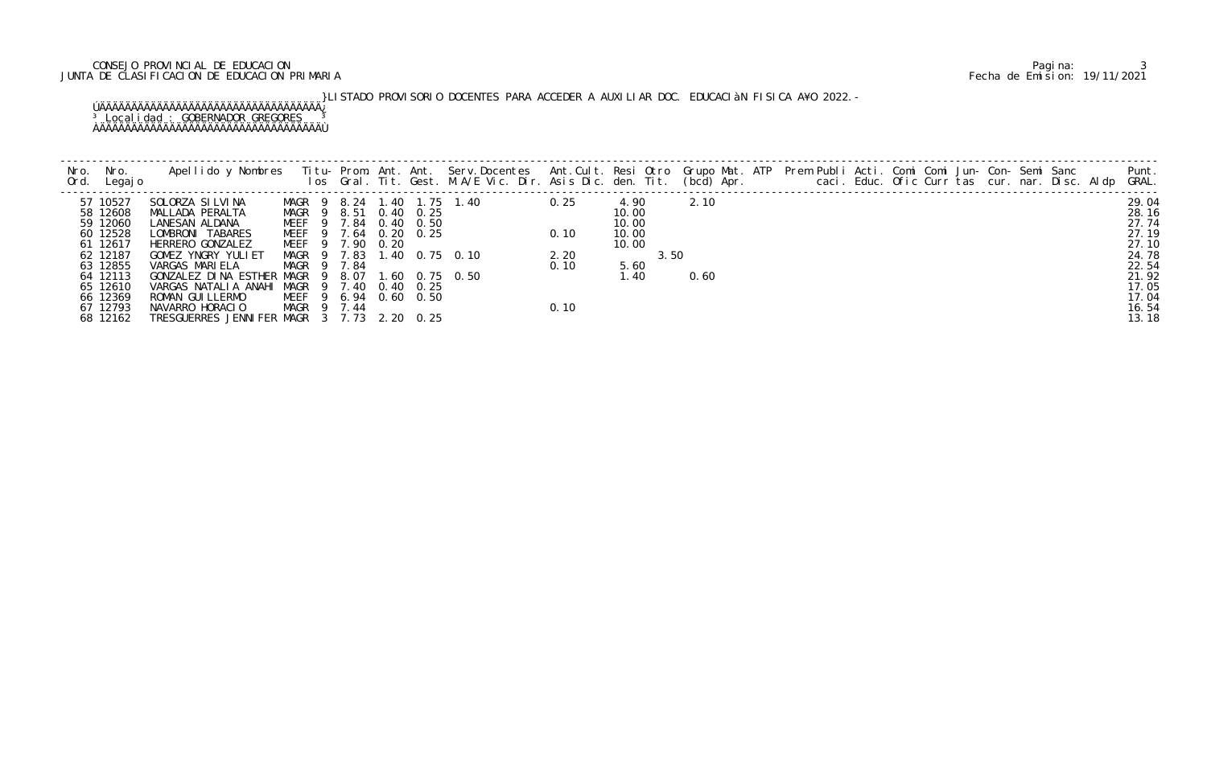CONSEJO PROVINCIAL DE EDUCACION
JUNTA DE CLASIFICACION DE EDUCACION PRIMARIA

LISTADO PROVISORIO DOCENTES PARA ACCEDER A AUXILIAR DOC. EDUCACIÓN FISICA AÑO 2022.-

Localidad : GOBERNADOR GREGORES

| Nro. Ord. | Nro. Legajo | Apellido y Nombres | Titulos | Prom. Gral. | Ant. Tit. | Ant. Gest. | Serv.Docentes M.A/E Vic. Dir. | Ant.Cult. Asis Dic. | Resi den. | Otro Tit. | Grupo (bcd) | Mat. Apr. | ATP | Prem | Publi caci. | Acti. Educ. | Comi Ofic | Comi Curr | Jun- tas | Con- cur. | Semi nar. | Sanc Disc. | Aldp | Punt. GRAL. |
|---|---|---|---|---|---|---|---|---|---|---|---|---|---|---|---|---|---|---|---|---|---|---|---|---|
| 57 | 10527 | SOLORZA SILVINA | MAGR 9 | 8.24 | 1.40 | 1.75 | 1.40 | 0.25 | 4.90 | | 2.10 | | | | | | | | | | | | | 29.04 |
| 58 | 12608 | MALLADA PERALTA | MAGR 9 | 8.51 | 0.40 | 0.25 | | | 10.00 | | | | | | | | | | | | | | | 28.16 |
| 59 | 12060 | LANESAN ALDANA | MEEF 9 | 7.84 | 0.40 | 0.50 | | | 10.00 | | | | | | | | | | | | | | | 27.74 |
| 60 | 12528 | LOMBRONI TABARES | MEEF 9 | 7.64 | 0.20 | 0.25 | | 0.10 | 10.00 | | | | | | | | | | | | | | | 27.19 |
| 61 | 12617 | HERRERO GONZALEZ | MEEF 9 | 7.90 | 0.20 | | | | 10.00 | | | | | | | | | | | | | | | 27.10 |
| 62 | 12187 | GOMEZ YNGRY YULIET | MAGR 9 | 7.83 | 1.40 | 0.75 | 0.10 | 2.20 | | 3.50 | | | | | | | | | | | | | | 24.78 |
| 63 | 12855 | VARGAS MARIELA | MAGR 9 | 7.84 | | | | 0.10 | 5.60 | | | | | | | | | | | | | | | 22.54 |
| 64 | 12113 | GONZALEZ DINA ESTHER | MAGR 9 | 8.07 | 1.60 | 0.75 | 0.50 | | 1.40 | | 0.60 | | | | | | | | | | | | | 21.92 |
| 65 | 12610 | VARGAS NATALIA ANAHI | MAGR 9 | 7.40 | 0.40 | 0.25 | | | | | | | | | | | | | | | | | | 17.05 |
| 66 | 12369 | ROMAN GUILLERMO | MEEF 9 | 6.94 | 0.60 | 0.50 | | | | | | | | | | | | | | | | | | 17.04 |
| 67 | 12793 | NAVARRO HORACIO | MAGR 9 | 7.44 | | | | 0.10 | | | | | | | | | | | | | | | | 16.54 |
| 68 | 12162 | TRESGUERRES JENNIFER | MAGR 3 | 7.73 | 2.20 | 0.25 | | | | | | | | | | | | | | | | | | 13.18 |